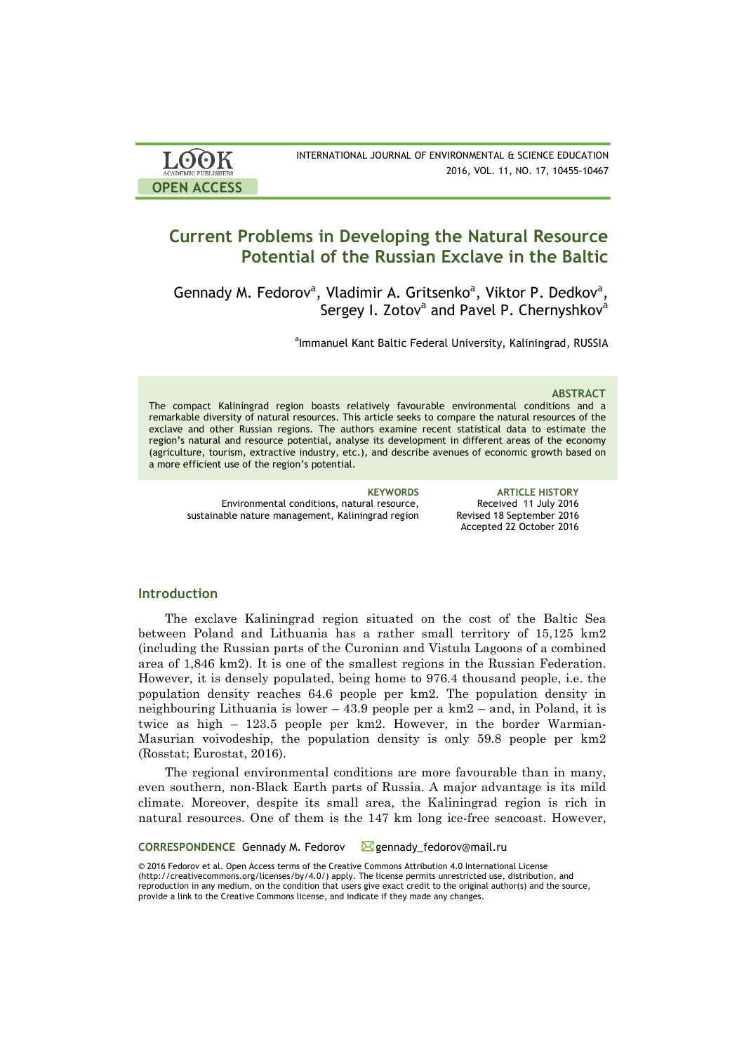# Current Problems in Developing the Natural Resource Potential of the Russian Exclave in the Baltic

Gennady M. Fedorov[a], Vladimir A. Gritsenko[a], Viktor P. Dedkov[a], Sergey I. Zotov[a] and Pavel P. Chernyshkov[a]

[a]Immanuel Kant Baltic Federal University, Kaliningrad, RUSSIA

### ABSTRACT

The compact Kaliningrad region boasts relatively favourable environmental conditions and a remarkable diversity of natural resources. This article seeks to compare the natural resources of the exclave and other Russian regions. The authors examine recent statistical data to estimate the region's natural and resource potential, analyse its development in different areas of the economy (agriculture, tourism, extractive industry, etc.), and describe avenues of economic growth based on a more efficient use of the region's potential.

**KEYWORDS**
Environmental conditions, natural resource, sustainable nature management, Kaliningrad region

**ARTICLE HISTORY**
Received 11 July 2016
Revised 18 September 2016
Accepted 22 October 2016

## Introduction

The exclave Kaliningrad region situated on the cost of the Baltic Sea between Poland and Lithuania has a rather small territory of 15,125 km2 (including the Russian parts of the Curonian and Vistula Lagoons of a combined area of 1,846 km2). It is one of the smallest regions in the Russian Federation. However, it is densely populated, being home to 976.4 thousand people, i.e. the population density reaches 64.6 people per km2. The population density in neighbouring Lithuania is lower – 43.9 people per a km2 – and, in Poland, it is twice as high – 123.5 people per km2. However, in the border Warmian-Masurian voivodeship, the population density is only 59.8 people per km2 (Rosstat; Eurostat, 2016).

The regional environmental conditions are more favourable than in many, even southern, non-Black Earth parts of Russia. A major advantage is its mild climate. Moreover, despite its small area, the Kaliningrad region is rich in natural resources. One of them is the 147 km long ice-free seacoast. However,

**CORRESPONDENCE** Gennady M. Fedorov gennady_fedorov@mail.ru

© 2016 Fedorov et al. Open Access terms of the Creative Commons Attribution 4.0 International License (http://creativecommons.org/licenses/by/4.0/) apply. The license permits unrestricted use, distribution, and reproduction in any medium, on the condition that users give exact credit to the original author(s) and the source, provide a link to the Creative Commons license, and indicate if they made any changes.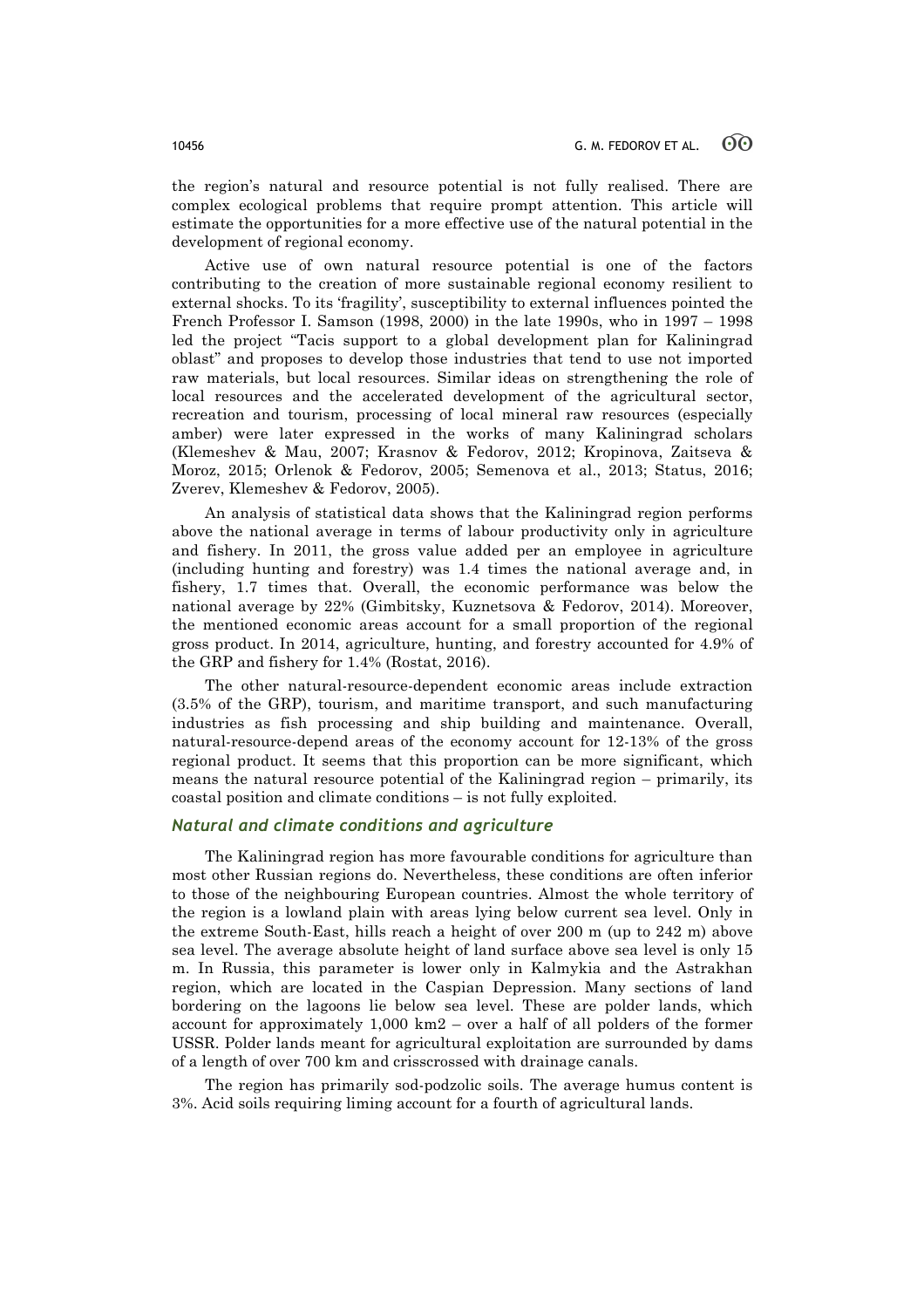the region's natural and resource potential is not fully realised. There are complex ecological problems that require prompt attention. This article will estimate the opportunities for a more effective use of the natural potential in the development of regional economy.

Active use of own natural resource potential is one of the factors contributing to the creation of more sustainable regional economy resilient to external shocks. To its 'fragility', susceptibility to external influences pointed the French Professor I. Samson (1998, 2000) in the late 1990s, who in 1997 – 1998 led the project "Tacis support to a global development plan for Kaliningrad oblast" and proposes to develop those industries that tend to use not imported raw materials, but local resources. Similar ideas on strengthening the role of local resources and the accelerated development of the agricultural sector, recreation and tourism, processing of local mineral raw resources (especially amber) were later expressed in the works of many Kaliningrad scholars (Klemeshev & Mau, 2007; Krasnov & Fedorov, 2012; Kropinova, Zaitseva & Moroz, 2015; Orlenok & Fedorov, 2005; Semenova et al., 2013; Status, 2016; Zverev, Klemeshev & Fedorov, 2005).

An analysis of statistical data shows that the Kaliningrad region performs above the national average in terms of labour productivity only in agriculture and fishery. In 2011, the gross value added per an employee in agriculture (including hunting and forestry) was 1.4 times the national average and, in fishery, 1.7 times that. Overall, the economic performance was below the national average by 22% (Gimbitsky, Kuznetsova & Fedorov, 2014). Moreover, the mentioned economic areas account for a small proportion of the regional gross product. In 2014, agriculture, hunting, and forestry accounted for 4.9% of the GRP and fishery for 1.4% (Rostat, 2016).

The other natural-resource-dependent economic areas include extraction (3.5% of the GRP), tourism, and maritime transport, and such manufacturing industries as fish processing and ship building and maintenance. Overall, natural-resource-depend areas of the economy account for 12-13% of the gross regional product. It seems that this proportion can be more significant, which means the natural resource potential of the Kaliningrad region – primarily, its coastal position and climate conditions – is not fully exploited.

### *Natural and climate conditions and agriculture*

The Kaliningrad region has more favourable conditions for agriculture than most other Russian regions do. Nevertheless, these conditions are often inferior to those of the neighbouring European countries. Almost the whole territory of the region is a lowland plain with areas lying below current sea level. Only in the extreme South-East, hills reach a height of over 200 m (up to 242 m) above sea level. The average absolute height of land surface above sea level is only 15 m. In Russia, this parameter is lower only in Kalmykia and the Astrakhan region, which are located in the Caspian Depression. Many sections of land bordering on the lagoons lie below sea level. These are polder lands, which account for approximately 1,000 km2 – over a half of all polders of the former USSR. Polder lands meant for agricultural exploitation are surrounded by dams of a length of over 700 km and crisscrossed with drainage canals.

The region has primarily sod-podzolic soils. The average humus content is 3%. Acid soils requiring liming account for a fourth of agricultural lands.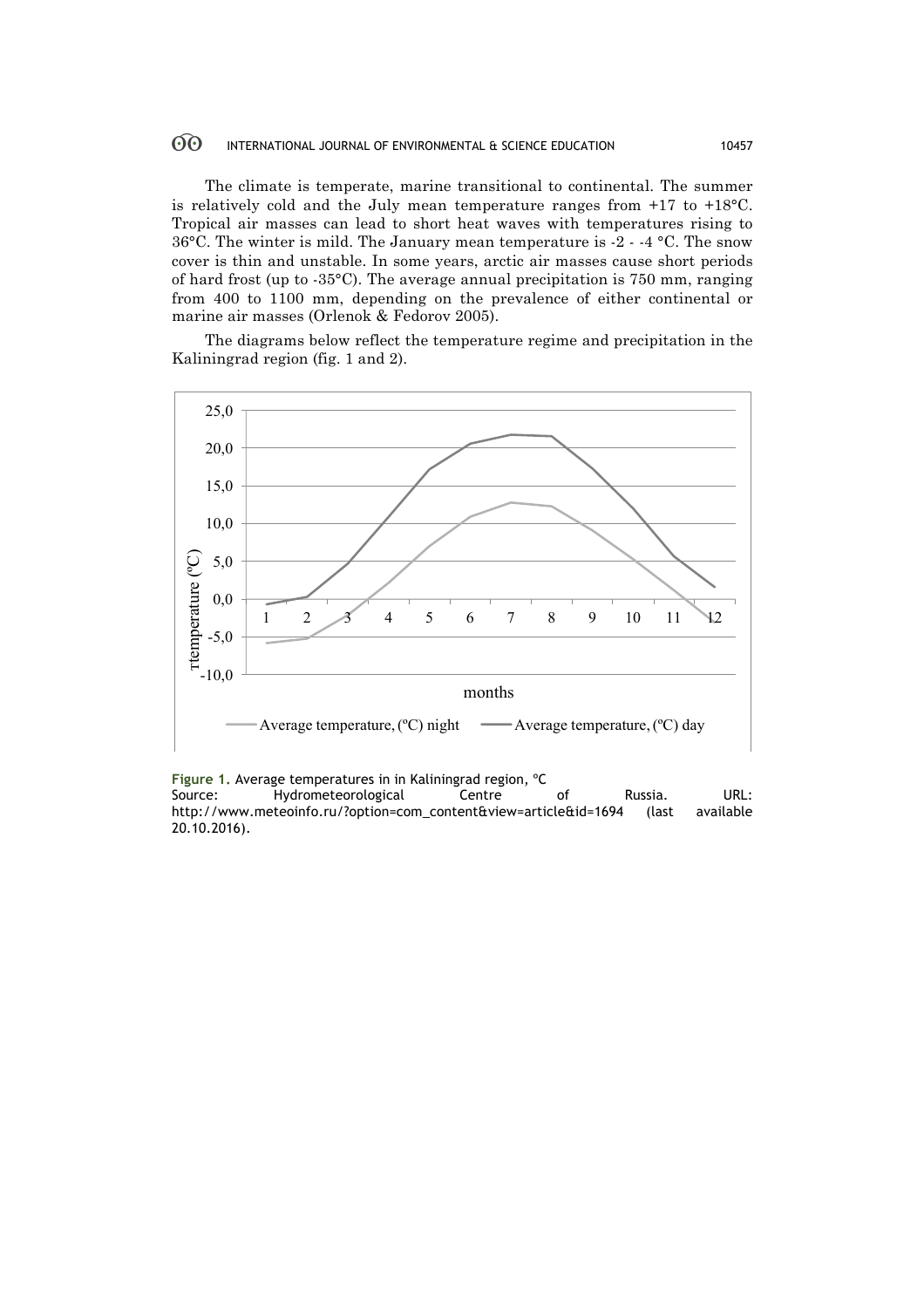The climate is temperate, marine transitional to continental. The summer is relatively cold and the July mean temperature ranges from +17 to +18°C. Tropical air masses can lead to short heat waves with temperatures rising to 36°C. The winter is mild. The January mean temperature is -2 - -4 °C. The snow cover is thin and unstable. In some years, arctic air masses cause short periods of hard frost (up to -35°C). The average annual precipitation is 750 mm, ranging from 400 to 1100 mm, depending on the prevalence of either continental or marine air masses (Orlenok & Fedorov 2005).

The diagrams below reflect the temperature regime and precipitation in the Kaliningrad region (fig. 1 and 2).

**Figure 1.** Average temperatures in in Kaliningrad region, °C
Source: Hydrometeorological Centre of Russia. URL: http://www.meteoinfo.ru/?option=com_content&view=article&id=1694 (last available 20.10.2016).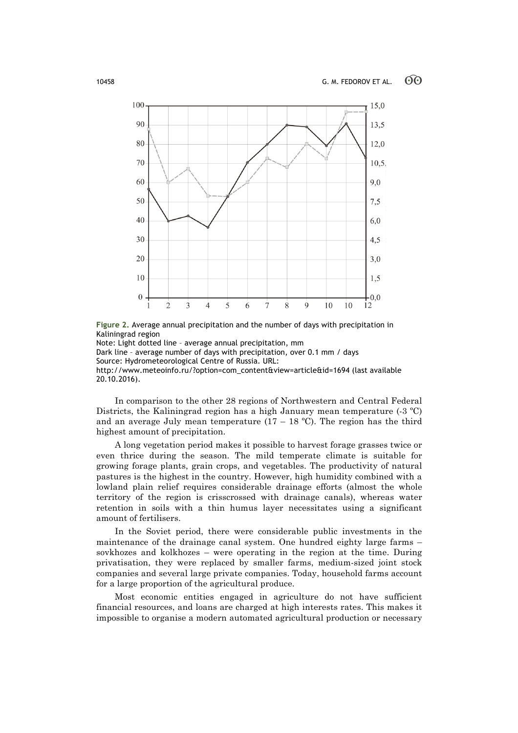**Figure 2.** Average annual precipitation and the number of days with precipitation in Kaliningrad region

Note: Light dotted line – average annual precipitation, mm

Dark line – average number of days with precipitation, over 0.1 mm / days

Source: Hydrometeorological Centre of Russia. URL: http://www.meteoinfo.ru/?option=com_content&view=article&id=1694 (last available 20.10.2016).

In comparison to the other 28 regions of Northwestern and Central Federal Districts, the Kaliningrad region has a high January mean temperature (-3 ºC) and an average July mean temperature (17 – 18 ºC). The region has the third highest amount of precipitation.

A long vegetation period makes it possible to harvest forage grasses twice or even thrice during the season. The mild temperate climate is suitable for growing forage plants, grain crops, and vegetables. The productivity of natural pastures is the highest in the country. However, high humidity combined with a lowland plain relief requires considerable drainage efforts (almost the whole territory of the region is crisscrossed with drainage canals), whereas water retention in soils with a thin humus layer necessitates using a significant amount of fertilisers.

In the Soviet period, there were considerable public investments in the maintenance of the drainage canal system. One hundred eighty large farms – sovkhozes and kolkhozes – were operating in the region at the time. During privatisation, they were replaced by smaller farms, medium-sized joint stock companies and several large private companies. Today, household farms account for a large proportion of the agricultural produce.

Most economic entities engaged in agriculture do not have sufficient financial resources, and loans are charged at high interests rates. This makes it impossible to organise a modern automated agricultural production or necessary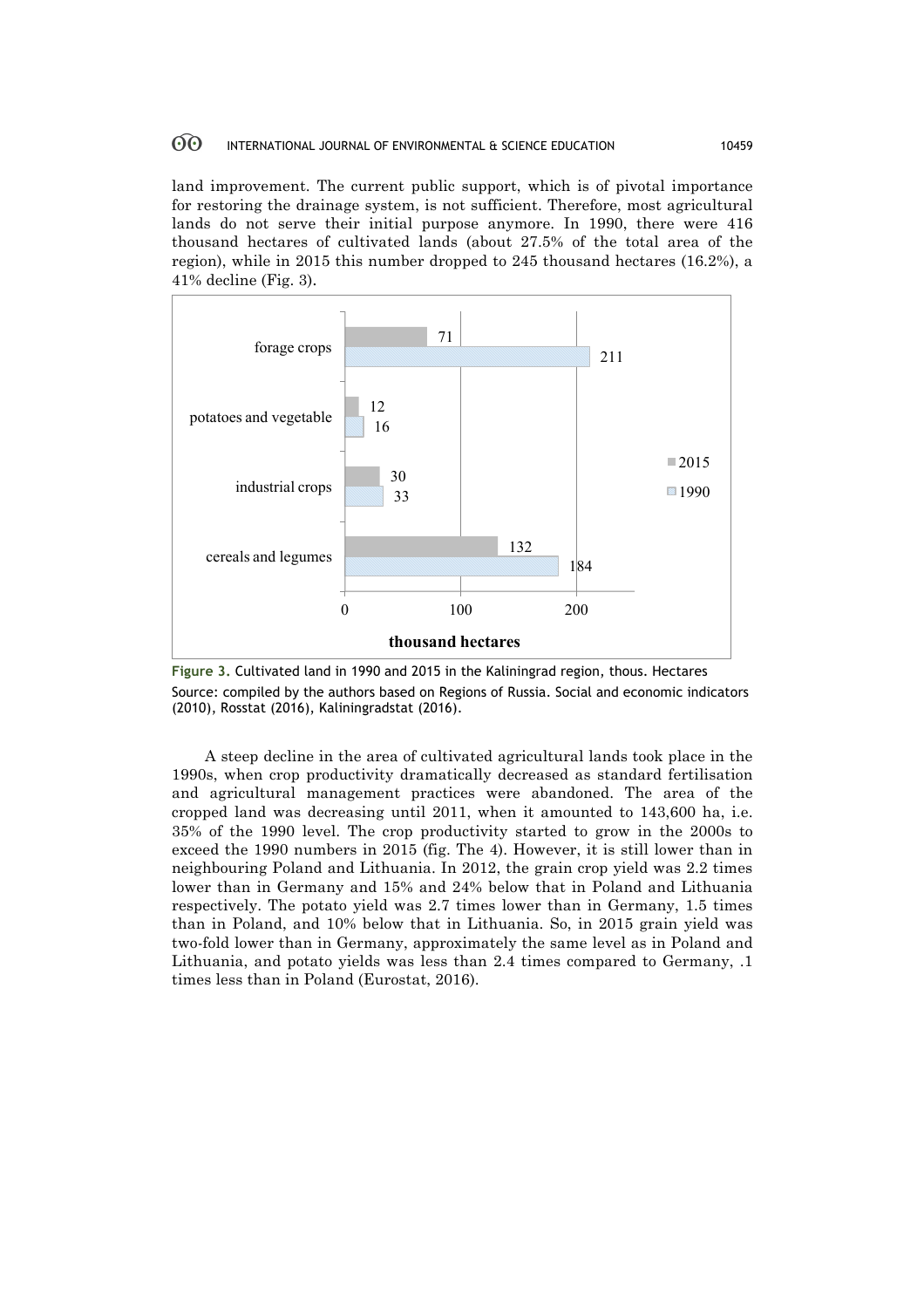land improvement. The current public support, which is of pivotal importance for restoring the drainage system, is not sufficient. Therefore, most agricultural lands do not serve their initial purpose anymore. In 1990, there were 416 thousand hectares of cultivated lands (about 27.5% of the total area of the region), while in 2015 this number dropped to 245 thousand hectares (16.2%), a 41% decline (Fig. 3).

**Figure 3.** Cultivated land in 1990 and 2015 in the Kaliningrad region, thous. Hectares
Source: compiled by the authors based on Regions of Russia. Social and economic indicators (2010), Rosstat (2016), Kaliningradstat (2016).

A steep decline in the area of cultivated agricultural lands took place in the 1990s, when crop productivity dramatically decreased as standard fertilisation and agricultural management practices were abandoned. The area of the cropped land was decreasing until 2011, when it amounted to 143,600 ha, i.e. 35% of the 1990 level. The crop productivity started to grow in the 2000s to exceed the 1990 numbers in 2015 (fig. The 4). However, it is still lower than in neighbouring Poland and Lithuania. In 2012, the grain crop yield was 2.2 times lower than in Germany and 15% and 24% below that in Poland and Lithuania respectively. The potato yield was 2.7 times lower than in Germany, 1.5 times than in Poland, and 10% below that in Lithuania. So, in 2015 grain yield was two-fold lower than in Germany, approximately the same level as in Poland and Lithuania, and potato yields was less than 2.4 times compared to Germany, .1 times less than in Poland (Eurostat, 2016).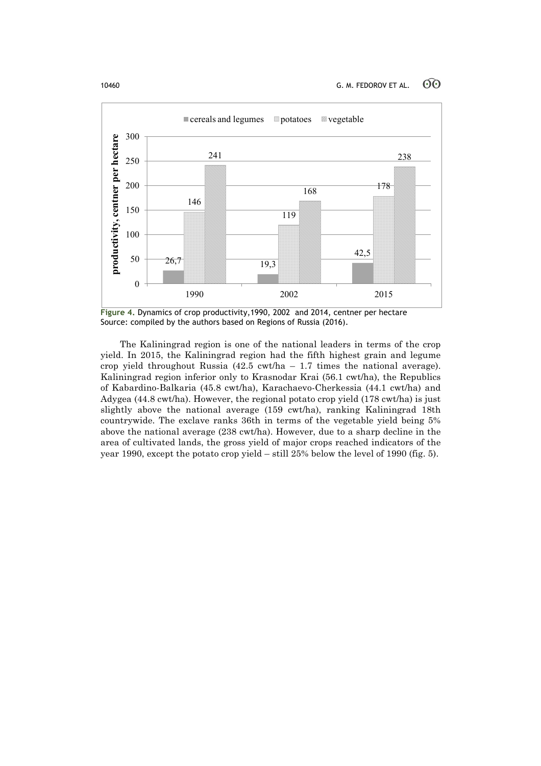Figure 4. Dynamics of crop productivity,1990, 2002 and 2014, centner per hectare
Source: compiled by the authors based on Regions of Russia (2016).

The Kaliningrad region is one of the national leaders in terms of the crop yield. In 2015, the Kaliningrad region had the fifth highest grain and legume crop yield throughout Russia (42.5 cwt/ha – 1.7 times the national average). Kaliningrad region inferior only to Krasnodar Krai (56.1 cwt/ha), the Republics of Kabardino-Balkaria (45.8 cwt/ha), Karachaevo-Cherkessia (44.1 cwt/ha) and Adygea (44.8 cwt/ha). However, the regional potato crop yield (178 cwt/ha) is just slightly above the national average (159 cwt/ha), ranking Kaliningrad 18th countrywide. The exclave ranks 36th in terms of the vegetable yield being 5% above the national average (238 cwt/ha). However, due to a sharp decline in the area of cultivated lands, the gross yield of major crops reached indicators of the year 1990, except the potato crop yield – still 25% below the level of 1990 (fig. 5).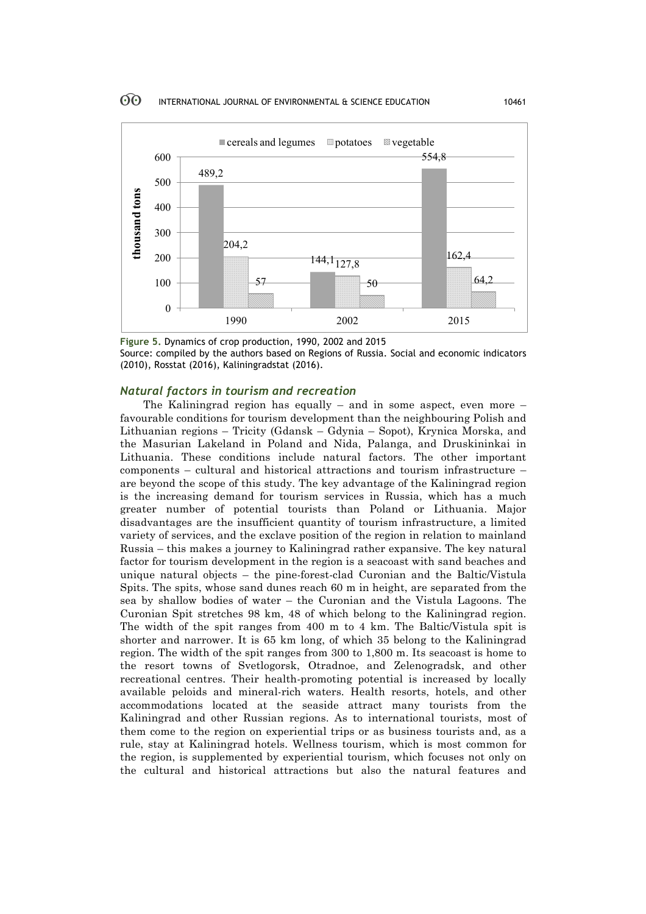| | cereals and legumes | potatoes | vegetable |
|---|---|---|---|
| 1990 | 489,2 | 204,2 | 57 |
| 2002 | 144,1 | 127,8 | 50 |
| 2015 | 554,8 | 162,4 | 64,2 |

(thousand tons)

**Figure 5.** Dynamics of crop production, 1990, 2002 and 2015
Source: compiled by the authors based on Regions of Russia. Social and economic indicators (2010), Rosstat (2016), Kaliningradstat (2016).

### *Natural factors in tourism and recreation*

The Kaliningrad region has equally – and in some aspect, even more – favourable conditions for tourism development than the neighbouring Polish and Lithuanian regions – Tricity (Gdansk – Gdynia – Sopot), Krynica Morska, and the Masurian Lakeland in Poland and Nida, Palanga, and Druskininkai in Lithuania. These conditions include natural factors. The other important components – cultural and historical attractions and tourism infrastructure – are beyond the scope of this study. The key advantage of the Kaliningrad region is the increasing demand for tourism services in Russia, which has a much greater number of potential tourists than Poland or Lithuania. Major disadvantages are the insufficient quantity of tourism infrastructure, a limited variety of services, and the exclave position of the region in relation to mainland Russia – this makes a journey to Kaliningrad rather expansive. The key natural factor for tourism development in the region is a seacoast with sand beaches and unique natural objects – the pine-forest-clad Curonian and the Baltic/Vistula Spits. The spits, whose sand dunes reach 60 m in height, are separated from the sea by shallow bodies of water – the Curonian and the Vistula Lagoons. The Curonian Spit stretches 98 km, 48 of which belong to the Kaliningrad region. The width of the spit ranges from 400 m to 4 km. The Baltic/Vistula spit is shorter and narrower. It is 65 km long, of which 35 belong to the Kaliningrad region. The width of the spit ranges from 300 to 1,800 m. Its seacoast is home to the resort towns of Svetlogorsk, Otradnoe, and Zelenogradsk, and other recreational centres. Their health-promoting potential is increased by locally available peloids and mineral-rich waters. Health resorts, hotels, and other accommodations located at the seaside attract many tourists from the Kaliningrad and other Russian regions. As to international tourists, most of them come to the region on experiential trips or as business tourists and, as a rule, stay at Kaliningrad hotels. Wellness tourism, which is most common for the region, is supplemented by experiential tourism, which focuses not only on the cultural and historical attractions but also the natural features and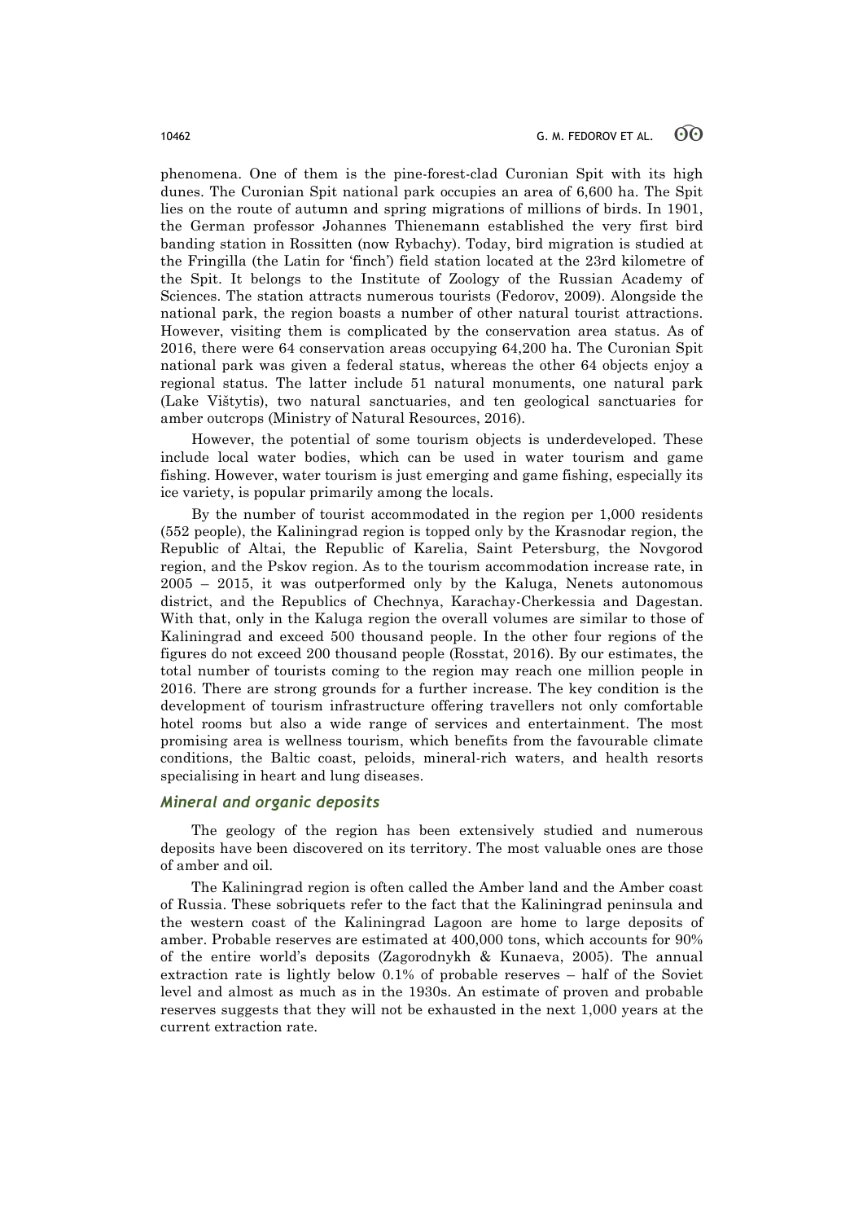phenomena. One of them is the pine-forest-clad Curonian Spit with its high dunes. The Curonian Spit national park occupies an area of 6,600 ha. The Spit lies on the route of autumn and spring migrations of millions of birds. In 1901, the German professor Johannes Thienemann established the very first bird banding station in Rossitten (now Rybachy). Today, bird migration is studied at the Fringilla (the Latin for 'finch') field station located at the 23rd kilometre of the Spit. It belongs to the Institute of Zoology of the Russian Academy of Sciences. The station attracts numerous tourists (Fedorov, 2009). Alongside the national park, the region boasts a number of other natural tourist attractions. However, visiting them is complicated by the conservation area status. As of 2016, there were 64 conservation areas occupying 64,200 ha. The Curonian Spit national park was given a federal status, whereas the other 64 objects enjoy a regional status. The latter include 51 natural monuments, one natural park (Lake Vištytis), two natural sanctuaries, and ten geological sanctuaries for amber outcrops (Ministry of Natural Resources, 2016).

However, the potential of some tourism objects is underdeveloped. These include local water bodies, which can be used in water tourism and game fishing. However, water tourism is just emerging and game fishing, especially its ice variety, is popular primarily among the locals.

By the number of tourist accommodated in the region per 1,000 residents (552 people), the Kaliningrad region is topped only by the Krasnodar region, the Republic of Altai, the Republic of Karelia, Saint Petersburg, the Novgorod region, and the Pskov region. As to the tourism accommodation increase rate, in 2005 – 2015, it was outperformed only by the Kaluga, Nenets autonomous district, and the Republics of Chechnya, Karachay-Cherkessia and Dagestan. With that, only in the Kaluga region the overall volumes are similar to those of Kaliningrad and exceed 500 thousand people. In the other four regions of the figures do not exceed 200 thousand people (Rosstat, 2016). By our estimates, the total number of tourists coming to the region may reach one million people in 2016. There are strong grounds for a further increase. The key condition is the development of tourism infrastructure offering travellers not only comfortable hotel rooms but also a wide range of services and entertainment. The most promising area is wellness tourism, which benefits from the favourable climate conditions, the Baltic coast, peloids, mineral-rich waters, and health resorts specialising in heart and lung diseases.

### *Mineral and organic deposits*

The geology of the region has been extensively studied and numerous deposits have been discovered on its territory. The most valuable ones are those of amber and oil.

The Kaliningrad region is often called the Amber land and the Amber coast of Russia. These sobriquets refer to the fact that the Kaliningrad peninsula and the western coast of the Kaliningrad Lagoon are home to large deposits of amber. Probable reserves are estimated at 400,000 tons, which accounts for 90% of the entire world's deposits (Zagorodnykh & Kunaeva, 2005). The annual extraction rate is lightly below 0.1% of probable reserves – half of the Soviet level and almost as much as in the 1930s. An estimate of proven and probable reserves suggests that they will not be exhausted in the next 1,000 years at the current extraction rate.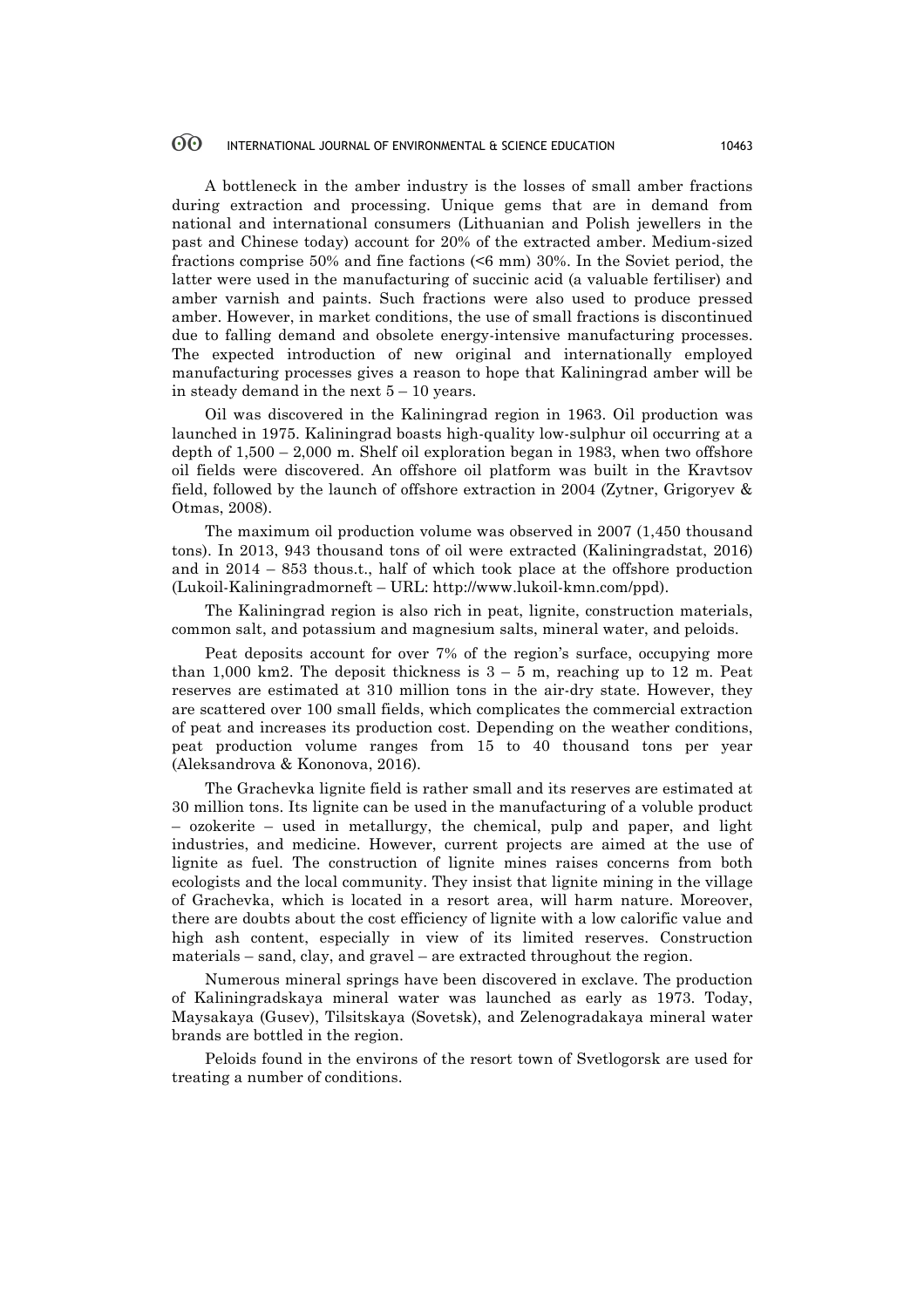A bottleneck in the amber industry is the losses of small amber fractions during extraction and processing. Unique gems that are in demand from national and international consumers (Lithuanian and Polish jewellers in the past and Chinese today) account for 20% of the extracted amber. Medium-sized fractions comprise 50% and fine factions (<6 mm) 30%. In the Soviet period, the latter were used in the manufacturing of succinic acid (a valuable fertiliser) and amber varnish and paints. Such fractions were also used to produce pressed amber. However, in market conditions, the use of small fractions is discontinued due to falling demand and obsolete energy-intensive manufacturing processes. The expected introduction of new original and internationally employed manufacturing processes gives a reason to hope that Kaliningrad amber will be in steady demand in the next 5 – 10 years.

Oil was discovered in the Kaliningrad region in 1963. Oil production was launched in 1975. Kaliningrad boasts high-quality low-sulphur oil occurring at a depth of 1,500 – 2,000 m. Shelf oil exploration began in 1983, when two offshore oil fields were discovered. An offshore oil platform was built in the Kravtsov field, followed by the launch of offshore extraction in 2004 (Zytner, Grigoryev & Otmas, 2008).

The maximum oil production volume was observed in 2007 (1,450 thousand tons). In 2013, 943 thousand tons of oil were extracted (Kaliningradstat, 2016) and in 2014 – 853 thous.t., half of which took place at the offshore production (Lukoil-Kaliningradmorneft – URL: http://www.lukoil-kmn.com/ppd).

The Kaliningrad region is also rich in peat, lignite, construction materials, common salt, and potassium and magnesium salts, mineral water, and peloids.

Peat deposits account for over 7% of the region's surface, occupying more than 1,000 km2. The deposit thickness is 3 – 5 m, reaching up to 12 m. Peat reserves are estimated at 310 million tons in the air-dry state. However, they are scattered over 100 small fields, which complicates the commercial extraction of peat and increases its production cost. Depending on the weather conditions, peat production volume ranges from 15 to 40 thousand tons per year (Aleksandrova & Kononova, 2016).

The Grachevka lignite field is rather small and its reserves are estimated at 30 million tons. Its lignite can be used in the manufacturing of a voluble product – ozokerite – used in metallurgy, the chemical, pulp and paper, and light industries, and medicine. However, current projects are aimed at the use of lignite as fuel. The construction of lignite mines raises concerns from both ecologists and the local community. They insist that lignite mining in the village of Grachevka, which is located in a resort area, will harm nature. Moreover, there are doubts about the cost efficiency of lignite with a low calorific value and high ash content, especially in view of its limited reserves. Construction materials – sand, clay, and gravel – are extracted throughout the region.

Numerous mineral springs have been discovered in exclave. The production of Kaliningradskaya mineral water was launched as early as 1973. Today, Maysakaya (Gusev), Tilsitskaya (Sovetsk), and Zelenogradakaya mineral water brands are bottled in the region.

Peloids found in the environs of the resort town of Svetlogorsk are used for treating a number of conditions.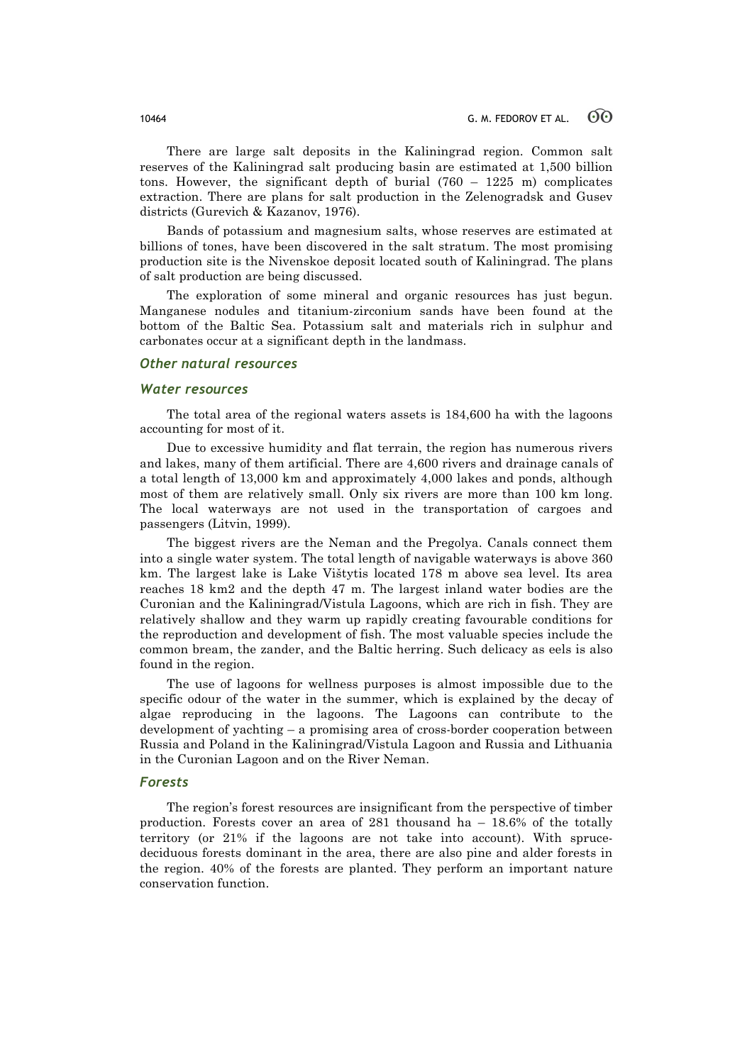There are large salt deposits in the Kaliningrad region. Common salt reserves of the Kaliningrad salt producing basin are estimated at 1,500 billion tons. However, the significant depth of burial (760 – 1225 m) complicates extraction. There are plans for salt production in the Zelenogradsk and Gusev districts (Gurevich & Kazanov, 1976).

Bands of potassium and magnesium salts, whose reserves are estimated at billions of tones, have been discovered in the salt stratum. The most promising production site is the Nivenskoe deposit located south of Kaliningrad. The plans of salt production are being discussed.

The exploration of some mineral and organic resources has just begun. Manganese nodules and titanium-zirconium sands have been found at the bottom of the Baltic Sea. Potassium salt and materials rich in sulphur and carbonates occur at a significant depth in the landmass.

### *Other natural resources*

### *Water resources*

The total area of the regional waters assets is 184,600 ha with the lagoons accounting for most of it.

Due to excessive humidity and flat terrain, the region has numerous rivers and lakes, many of them artificial. There are 4,600 rivers and drainage canals of a total length of 13,000 km and approximately 4,000 lakes and ponds, although most of them are relatively small. Only six rivers are more than 100 km long. The local waterways are not used in the transportation of cargoes and passengers (Litvin, 1999).

The biggest rivers are the Neman and the Pregolya. Canals connect them into a single water system. The total length of navigable waterways is above 360 km. The largest lake is Lake Vištytis located 178 m above sea level. Its area reaches 18 km2 and the depth 47 m. The largest inland water bodies are the Curonian and the Kaliningrad/Vistula Lagoons, which are rich in fish. They are relatively shallow and they warm up rapidly creating favourable conditions for the reproduction and development of fish. The most valuable species include the common bream, the zander, and the Baltic herring. Such delicacy as eels is also found in the region.

The use of lagoons for wellness purposes is almost impossible due to the specific odour of the water in the summer, which is explained by the decay of algae reproducing in the lagoons. The Lagoons can contribute to the development of yachting – a promising area of cross-border cooperation between Russia and Poland in the Kaliningrad/Vistula Lagoon and Russia and Lithuania in the Curonian Lagoon and on the River Neman.

### *Forests*

The region's forest resources are insignificant from the perspective of timber production. Forests cover an area of 281 thousand ha – 18.6% of the totally territory (or 21% if the lagoons are not take into account). With spruce-deciduous forests dominant in the area, there are also pine and alder forests in the region. 40% of the forests are planted. They perform an important nature conservation function.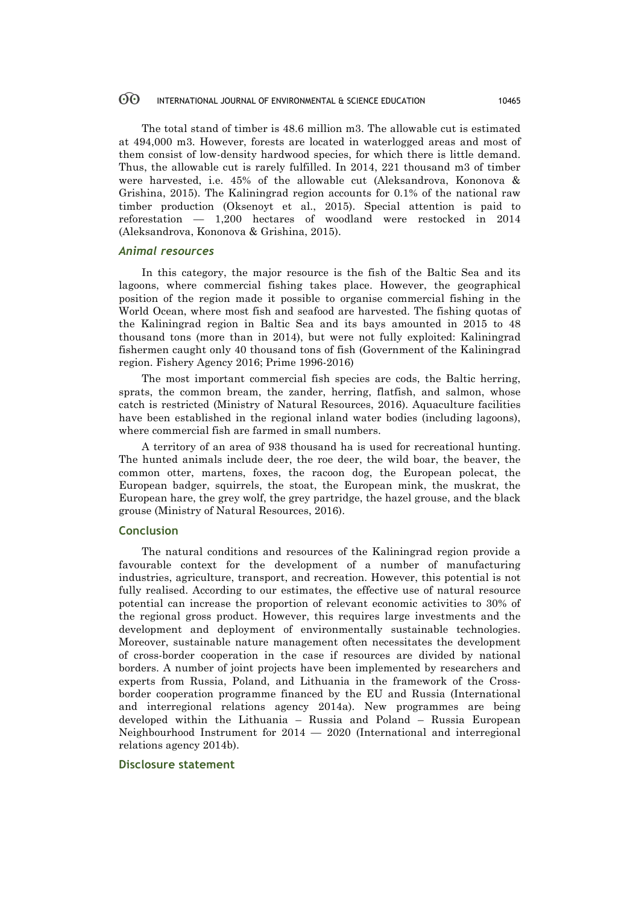The total stand of timber is 48.6 million m3. The allowable cut is estimated at 494,000 m3. However, forests are located in waterlogged areas and most of them consist of low-density hardwood species, for which there is little demand. Thus, the allowable cut is rarely fulfilled. In 2014, 221 thousand m3 of timber were harvested, i.e. 45% of the allowable cut (Aleksandrova, Kononova & Grishina, 2015). The Kaliningrad region accounts for 0.1% of the national raw timber production (Oksenoyt et al., 2015). Special attention is paid to reforestation — 1,200 hectares of woodland were restocked in 2014 (Aleksandrova, Kononova & Grishina, 2015).

### *Animal resources*

In this category, the major resource is the fish of the Baltic Sea and its lagoons, where commercial fishing takes place. However, the geographical position of the region made it possible to organise commercial fishing in the World Ocean, where most fish and seafood are harvested. The fishing quotas of the Kaliningrad region in Baltic Sea and its bays amounted in 2015 to 48 thousand tons (more than in 2014), but were not fully exploited: Kaliningrad fishermen caught only 40 thousand tons of fish (Government of the Kaliningrad region. Fishery Agency 2016; Prime 1996-2016)

The most important commercial fish species are cods, the Baltic herring, sprats, the common bream, the zander, herring, flatfish, and salmon, whose catch is restricted (Ministry of Natural Resources, 2016). Aquaculture facilities have been established in the regional inland water bodies (including lagoons), where commercial fish are farmed in small numbers.

A territory of an area of 938 thousand ha is used for recreational hunting. The hunted animals include deer, the roe deer, the wild boar, the beaver, the common otter, martens, foxes, the racoon dog, the European polecat, the European badger, squirrels, the stoat, the European mink, the muskrat, the European hare, the grey wolf, the grey partridge, the hazel grouse, and the black grouse (Ministry of Natural Resources, 2016).

## Conclusion

The natural conditions and resources of the Kaliningrad region provide a favourable context for the development of a number of manufacturing industries, agriculture, transport, and recreation. However, this potential is not fully realised. According to our estimates, the effective use of natural resource potential can increase the proportion of relevant economic activities to 30% of the regional gross product. However, this requires large investments and the development and deployment of environmentally sustainable technologies. Moreover, sustainable nature management often necessitates the development of cross-border cooperation in the case if resources are divided by national borders. A number of joint projects have been implemented by researchers and experts from Russia, Poland, and Lithuania in the framework of the Cross-border cooperation programme financed by the EU and Russia (International and interregional relations agency 2014a). New programmes are being developed within the Lithuania – Russia and Poland – Russia European Neighbourhood Instrument for 2014 — 2020 (International and interregional relations agency 2014b).

## Disclosure statement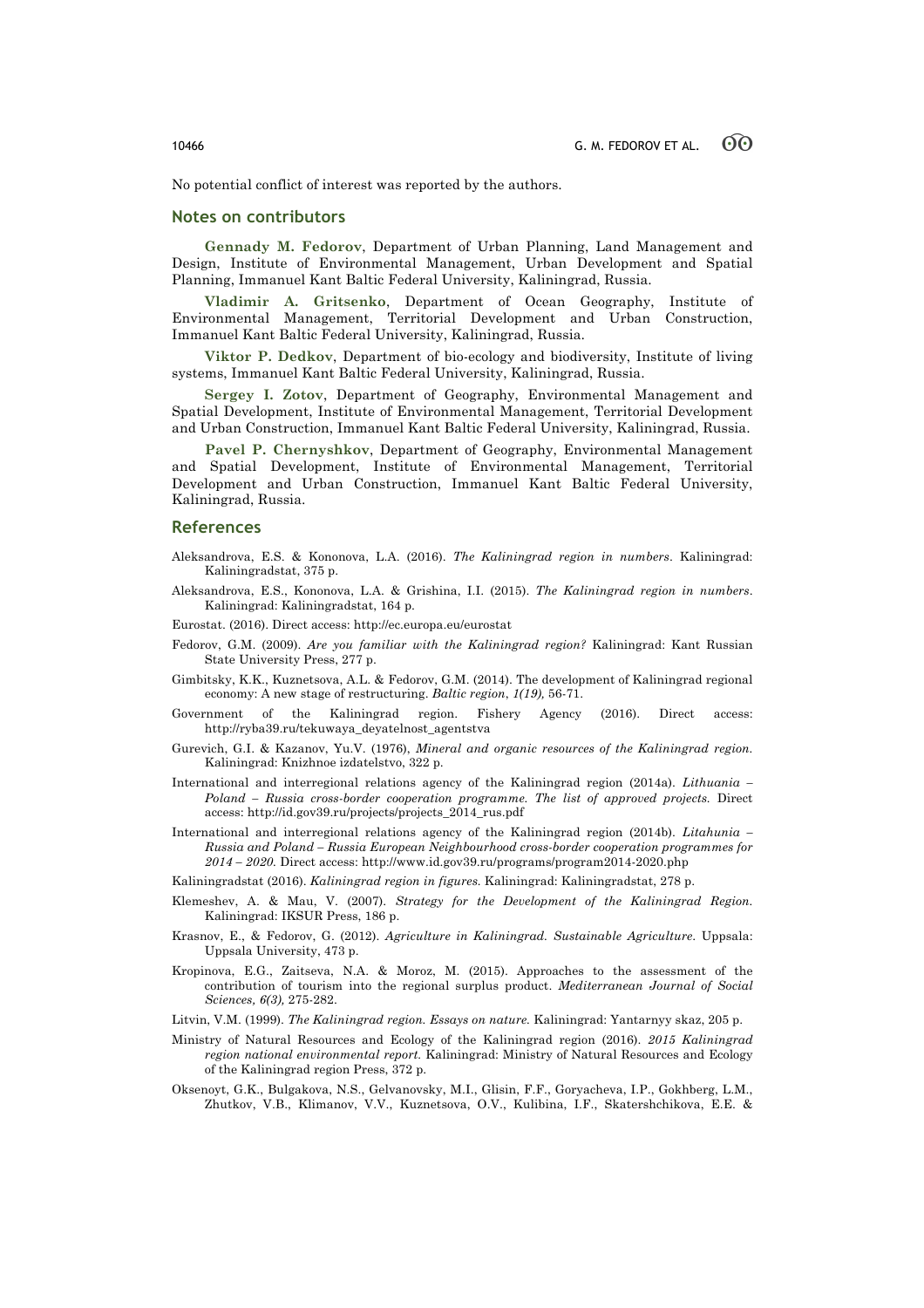No potential conflict of interest was reported by the authors.

## Notes on contributors

**Gennady M. Fedorov**, Department of Urban Planning, Land Management and Design, Institute of Environmental Management, Urban Development and Spatial Planning, Immanuel Kant Baltic Federal University, Kaliningrad, Russia.

**Vladimir A. Gritsenko**, Department of Ocean Geography, Institute of Environmental Management, Territorial Development and Urban Construction, Immanuel Kant Baltic Federal University, Kaliningrad, Russia.

**Viktor P. Dedkov**, Department of bio-ecology and biodiversity, Institute of living systems, Immanuel Kant Baltic Federal University, Kaliningrad, Russia.

**Sergey I. Zotov**, Department of Geography, Environmental Management and Spatial Development, Institute of Environmental Management, Territorial Development and Urban Construction, Immanuel Kant Baltic Federal University, Kaliningrad, Russia.

**Pavel P. Chernyshkov**, Department of Geography, Environmental Management and Spatial Development, Institute of Environmental Management, Territorial Development and Urban Construction, Immanuel Kant Baltic Federal University, Kaliningrad, Russia.

## References

Aleksandrova, E.S. & Kononova, L.A. (2016). *The Kaliningrad region in numbers*. Kaliningrad: Kaliningradstat, 375 p.

Aleksandrova, E.S., Kononova, L.A. & Grishina, I.I. (2015). *The Kaliningrad region in numbers*. Kaliningrad: Kaliningradstat, 164 p.

Eurostat. (2016). Direct access: http://ec.europa.eu/eurostat

Fedorov, G.M. (2009). *Are you familiar with the Kaliningrad region?* Kaliningrad: Kant Russian State University Press, 277 p.

Gimbitsky, K.K., Kuznetsova, A.L. & Fedorov, G.M. (2014). The development of Kaliningrad regional economy: A new stage of restructuring. *Baltic region*, *1(19),* 56-71.

Government of the Kaliningrad region. Fishery Agency (2016). Direct access: http://ryba39.ru/tekuwaya_deyatelnost_agentstva

Gurevich, G.I. & Kazanov, Yu.V. (1976), *Mineral and organic resources of the Kaliningrad region.* Kaliningrad: Knizhnoe izdatelstvo, 322 p.

International and interregional relations agency of the Kaliningrad region (2014a). *Lithuania – Poland – Russia cross-border cooperation programme. The list of approved projects.* Direct access: http://id.gov39.ru/projects/projects_2014_rus.pdf

International and interregional relations agency of the Kaliningrad region (2014b). *Litahunia – Russia and Poland – Russia European Neighbourhood cross-border cooperation programmes for 2014 – 2020.* Direct access: http://www.id.gov39.ru/programs/program2014-2020.php

Kaliningradstat (2016). *Kaliningrad region in figures.* Kaliningrad: Kaliningradstat, 278 p.

Klemeshev, A. & Mau, V. (2007). *Strategy for the Development of the Kaliningrad Region.* Kaliningrad: IKSUR Press, 186 p.

Krasnov, E., & Fedorov, G. (2012). *Agriculture in Kaliningrad. Sustainable Agriculture.* Uppsala: Uppsala University, 473 p.

Kropinova, E.G., Zaitseva, N.A. & Moroz, M. (2015). Approaches to the assessment of the contribution of tourism into the regional surplus product. *Mediterranean Journal of Social Sciences, 6(3),* 275-282.

Litvin, V.M. (1999). *The Kaliningrad region. Essays on nature.* Kaliningrad: Yantarnyy skaz, 205 p.

Ministry of Natural Resources and Ecology of the Kaliningrad region (2016). *2015 Kaliningrad region national environmental report.* Kaliningrad: Ministry of Natural Resources and Ecology of the Kaliningrad region Press, 372 p.

Oksenoyt, G.K., Bulgakova, N.S., Gelvanovsky, M.I., Glisin, F.F., Goryacheva, I.P., Gokhberg, L.M., Zhutkov, V.B., Klimanov, V.V., Kuznetsova, O.V., Kulibina, I.F., Skatershchikova, E.E. &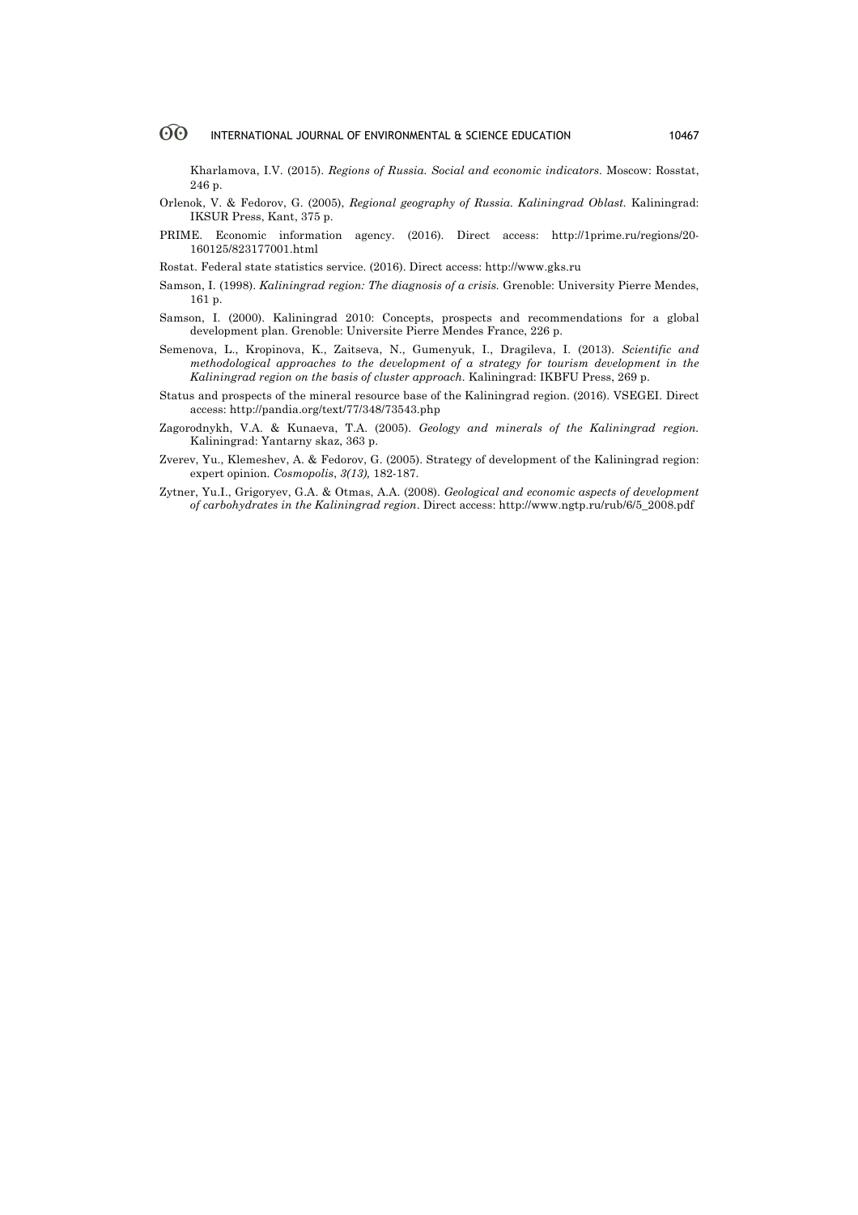Kharlamova, I.V. (2015). *Regions of Russia. Social and economic indicators*. Moscow: Rosstat, 246 p.

Orlenok, V. & Fedorov, G. (2005), *Regional geography of Russia. Kaliningrad Oblast.* Kaliningrad: IKSUR Press, Kant, 375 p.

PRIME. Economic information agency. (2016). Direct access: http://1prime.ru/regions/20-160125/823177001.html

Rostat. Federal state statistics service. (2016). Direct access: http://www.gks.ru

Samson, I. (1998). *Kaliningrad region: The diagnosis of a crisis.* Grenoble: University Pierre Mendes, 161 p.

Samson, I. (2000). Kaliningrad 2010: Concepts, prospects and recommendations for a global development plan. Grenoble: Universite Pierre Mendes France, 226 p.

Semenova, L., Kropinova, K., Zaitseva, N., Gumenyuk, I., Dragileva, I. (2013). *Scientific and methodological approaches to the development of a strategy for tourism development in the Kaliningrad region on the basis of cluster approach.* Kaliningrad: IKBFU Press, 269 p.

Status and prospects of the mineral resource base of the Kaliningrad region. (2016). VSEGEI. Direct access: http://pandia.org/text/77/348/73543.php

Zagorodnykh, V.A. & Kunaeva, T.A. (2005). *Geology and minerals of the Kaliningrad region.* Kaliningrad: Yantarny skaz, 363 p.

Zverev, Yu., Klemeshev, A. & Fedorov, G. (2005). Strategy of development of the Kaliningrad region: expert opinion. *Cosmopolis*, *3(13),* 182-187.

Zytner, Yu.I., Grigoryev, G.A. & Otmas, A.A. (2008). *Geological and economic aspects of development of carbohydrates in the Kaliningrad region*. Direct access: http://www.ngtp.ru/rub/6/5_2008.pdf